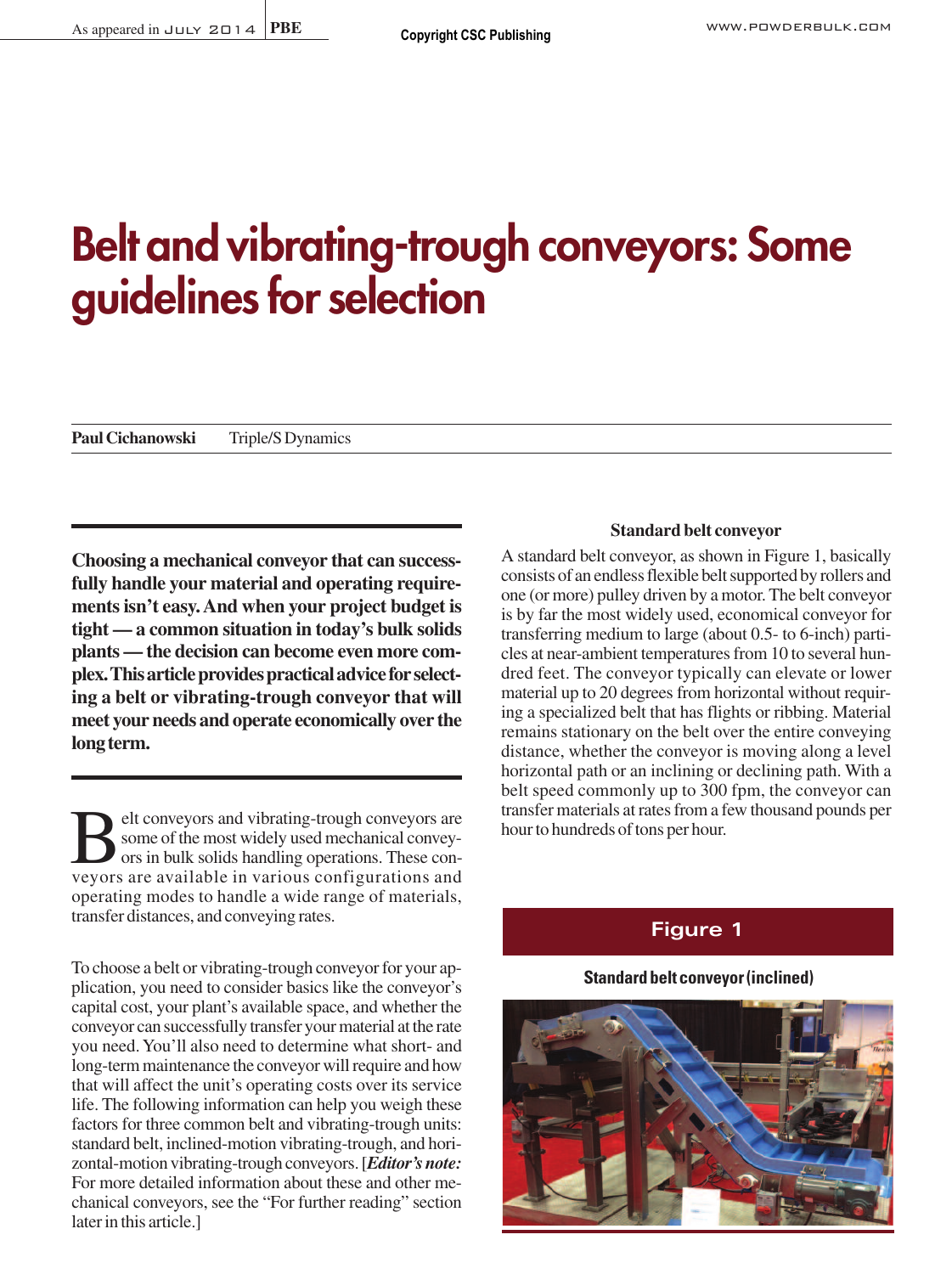# Belt and vibrating-trough conveyors: Some guidelines for selection

**Paul Cichanowski** Triple/S Dynamics

**Choosing a mechanical conveyor that can successfully handle your material and operating requirements isn't easy. And when your project budget is tight — a common situation in today's bulk solids plants — the decision can become even more complex. This article provides practical advice for selecting a belt or vibrating-trough conveyor that will meet your needs and operate economically over the long term.**

Belt conveyors and vibrating-trough conveyors are some of the most widely used mechanical conveyors in bulk solids handling operations. These conveyors are available in various configurations and operating modes to handle a wide range of materials, transfer distances, and conveying rates.

To choose a belt or vibrating-trough conveyor for your application, you need to consider basics like the conveyor's capital cost, your plant's available space, and whether the conveyor can successfully transfer your material at the rate you need. You'll also need to determine what short- and long-term maintenance the conveyor will require and how that will affect the unit's operating costs over its service life. The following information can help you weigh these factors for three common belt and vibrating-trough units: standard belt, inclined-motion vibrating-trough, and horizontal-motion vibrating-trough conveyors. [*Editor's note:* For more detailed information about these and other mechanical conveyors, see the "For further reading" section later in this article.]

### Standard belt conveyor

A standard belt conveyor, as shown in Figure 1, basically consists of an endless flexible belt supported by rollers and one (or more) pulley driven by a motor. The belt conveyor is by far the most widely used, economical conveyor for transferring medium to large (about 0.5- to 6-inch) particles at near-ambient temperatures from 10 to several hundred feet. The conveyor typically can elevate or lower material up to 20 degrees from horizontal without requiring a specialized belt that has flights or ribbing. Material remains stationary on the belt over the entire conveying distance, whether the conveyor is moving along a level horizontal path or an inclining or declining path. With a belt speed commonly up to 300 fpm, the conveyor can transfer materials at rates from a few thousand pounds per hour to hundreds of tons per hour.

**Figure 1**

**Standard belt conveyor (inclined)**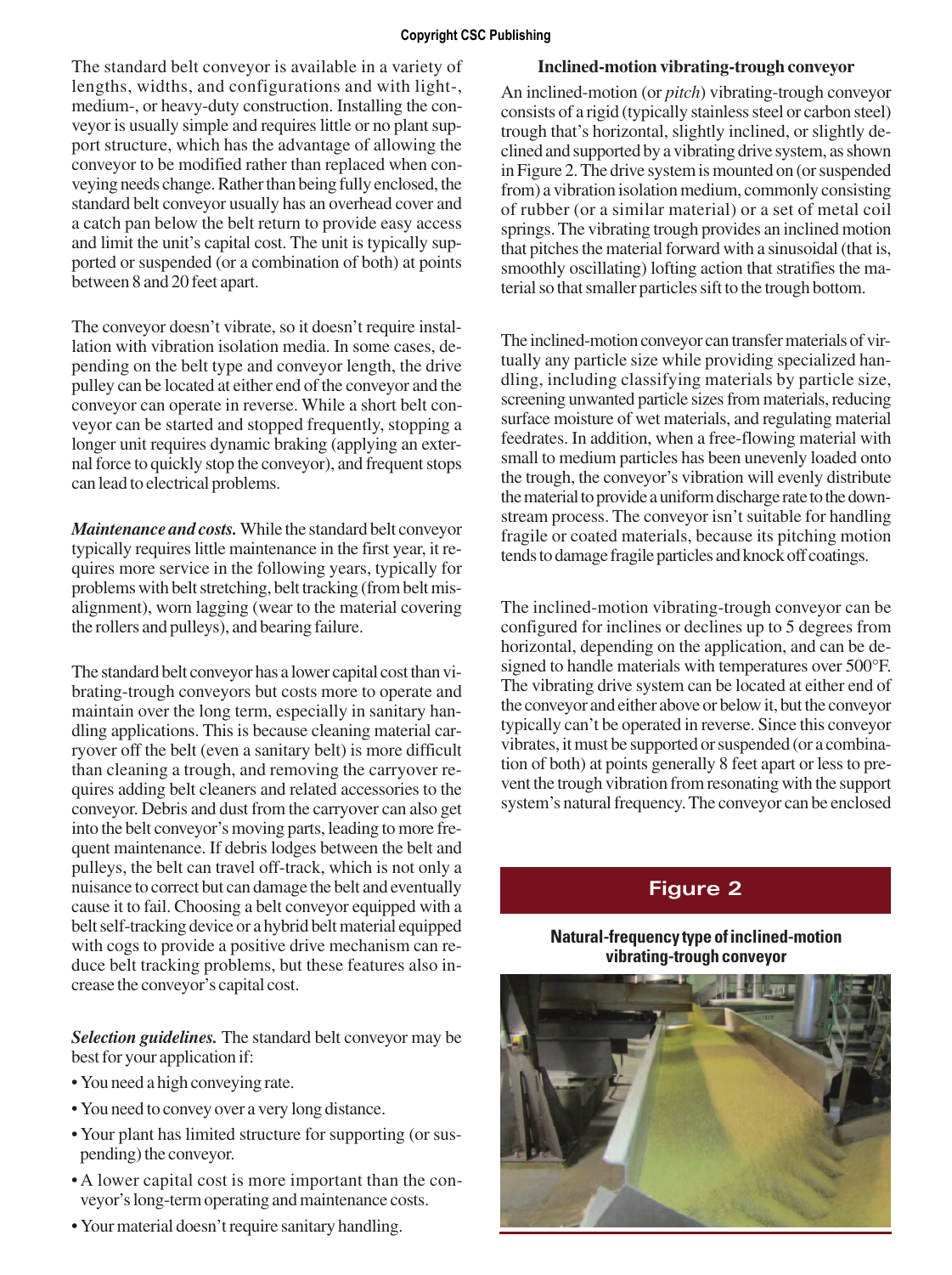The standard belt conveyor is available in a variety of lengths, widths, and configurations and with light-, medium-, or heavy-duty construction. Installing the conveyor is usually simple and requires little or no plant support structure, which has the advantage of allowing the conveyor to be modified rather than replaced when conveying needs change. Rather than being fully enclosed, the standard belt conveyor usually has an overhead cover and a catch pan below the belt return to provide easy access and limit the unit's capital cost. The unit is typically supported or suspended (or a combination of both) at points between 8 and 20 feet apart.

The conveyor doesn't vibrate, so it doesn't require installation with vibration isolation media. In some cases, depending on the belt type and conveyor length, the drive pulley can be located at either end of the conveyor and the conveyor can operate in reverse. While a short belt conveyor can be started and stopped frequently, stopping a longer unit requires dynamic braking (applying an external force to quickly stop the conveyor), and frequent stops can lead to electrical problems.

***Maintenance and costs.*** While the standard belt conveyor typically requires little maintenance in the first year, it requires more service in the following years, typically for problems with belt stretching, belt tracking (from belt misalignment), worn lagging (wear to the material covering the rollers and pulleys), and bearing failure.

The standard belt conveyor has a lower capital cost than vibrating-trough conveyors but costs more to operate and maintain over the long term, especially in sanitary handling applications. This is because cleaning material carryover off the belt (even a sanitary belt) is more difficult than cleaning a trough, and removing the carryover requires adding belt cleaners and related accessories to the conveyor. Debris and dust from the carryover can also get into the belt conveyor's moving parts, leading to more frequent maintenance. If debris lodges between the belt and pulleys, the belt can travel off-track, which is not only a nuisance to correct but can damage the belt and eventually cause it to fail. Choosing a belt conveyor equipped with a belt self-tracking device or a hybrid belt material equipped with cogs to provide a positive drive mechanism can reduce belt tracking problems, but these features also increase the conveyor's capital cost.

***Selection guidelines.*** The standard belt conveyor may be best for your application if:

- You need a high conveying rate.
- You need to convey over a very long distance.
- Your plant has limited structure for supporting (or suspending) the conveyor.
- A lower capital cost is more important than the conveyor's long-term operating and maintenance costs.
- Your material doesn't require sanitary handling.

### Inclined-motion vibrating-trough conveyor

An inclined-motion (or *pitch*) vibrating-trough conveyor consists of a rigid (typically stainless steel or carbon steel) trough that's horizontal, slightly inclined, or slightly declined and supported by a vibrating drive system, as shown in Figure 2. The drive system is mounted on (or suspended from) a vibration isolation medium, commonly consisting of rubber (or a similar material) or a set of metal coil springs. The vibrating trough provides an inclined motion that pitches the material forward with a sinusoidal (that is, smoothly oscillating) lofting action that stratifies the material so that smaller particles sift to the trough bottom.

The inclined-motion conveyor can transfer materials of virtually any particle size while providing specialized handling, including classifying materials by particle size, screening unwanted particle sizes from materials, reducing surface moisture of wet materials, and regulating material feedrates. In addition, when a free-flowing material with small to medium particles has been unevenly loaded onto the trough, the conveyor's vibration will evenly distribute the material to provide a uniform discharge rate to the downstream process. The conveyor isn't suitable for handling fragile or coated materials, because its pitching motion tends to damage fragile particles and knock off coatings.

The inclined-motion vibrating-trough conveyor can be configured for inclines or declines up to 5 degrees from horizontal, depending on the application, and can be designed to handle materials with temperatures over 500°F. The vibrating drive system can be located at either end of the conveyor and either above or below it, but the conveyor typically can't be operated in reverse. Since this conveyor vibrates, it must be supported or suspended (or a combination of both) at points generally 8 feet apart or less to prevent the trough vibration from resonating with the support system's natural frequency. The conveyor can be enclosed

**Figure 2**

**Natural-frequency type of inclined-motion vibrating-trough conveyor**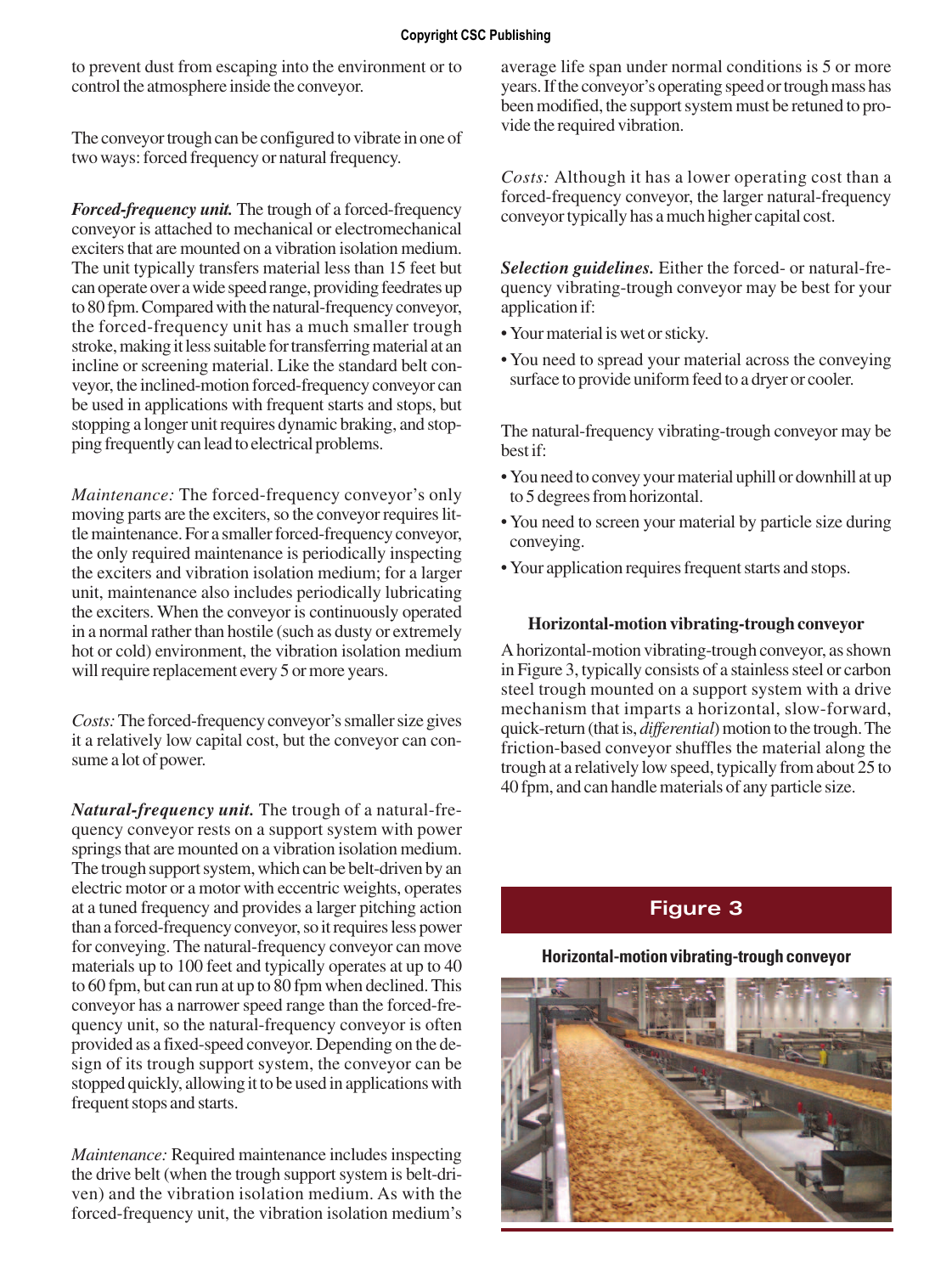to prevent dust from escaping into the environment or to control the atmosphere inside the conveyor.

The conveyor trough can be configured to vibrate in one of two ways: forced frequency or natural frequency.

***Forced-frequency unit.*** The trough of a forced-frequency conveyor is attached to mechanical or electromechanical exciters that are mounted on a vibration isolation medium. The unit typically transfers material less than 15 feet but can operate over a wide speed range, providing feedrates up to 80 fpm. Compared with the natural-frequency conveyor, the forced-frequency unit has a much smaller trough stroke, making it less suitable for transferring material at an incline or screening material. Like the standard belt conveyor, the inclined-motion forced-frequency conveyor can be used in applications with frequent starts and stops, but stopping a longer unit requires dynamic braking, and stopping frequently can lead to electrical problems.

*Maintenance:* The forced-frequency conveyor's only moving parts are the exciters, so the conveyor requires little maintenance. For a smaller forced-frequency conveyor, the only required maintenance is periodically inspecting the exciters and vibration isolation medium; for a larger unit, maintenance also includes periodically lubricating the exciters. When the conveyor is continuously operated in a normal rather than hostile (such as dusty or extremely hot or cold) environment, the vibration isolation medium will require replacement every 5 or more years.

*Costs:* The forced-frequency conveyor's smaller size gives it a relatively low capital cost, but the conveyor can consume a lot of power.

***Natural-frequency unit.*** The trough of a natural-frequency conveyor rests on a support system with power springs that are mounted on a vibration isolation medium. The trough support system, which can be belt-driven by an electric motor or a motor with eccentric weights, operates at a tuned frequency and provides a larger pitching action than a forced-frequency conveyor, so it requires less power for conveying. The natural-frequency conveyor can move materials up to 100 feet and typically operates at up to 40 to 60 fpm, but can run at up to 80 fpm when declined. This conveyor has a narrower speed range than the forced-frequency unit, so the natural-frequency conveyor is often provided as a fixed-speed conveyor. Depending on the design of its trough support system, the conveyor can be stopped quickly, allowing it to be used in applications with frequent stops and starts.

*Maintenance:* Required maintenance includes inspecting the drive belt (when the trough support system is belt-driven) and the vibration isolation medium. As with the forced-frequency unit, the vibration isolation medium's average life span under normal conditions is 5 or more years. If the conveyor's operating speed or trough mass has been modified, the support system must be retuned to provide the required vibration.

*Costs:* Although it has a lower operating cost than a forced-frequency conveyor, the larger natural-frequency conveyor typically has a much higher capital cost.

***Selection guidelines.*** Either the forced- or natural-frequency vibrating-trough conveyor may be best for your application if:

- Your material is wet or sticky.
- You need to spread your material across the conveying surface to provide uniform feed to a dryer or cooler.

The natural-frequency vibrating-trough conveyor may be best if:

- You need to convey your material uphill or downhill at up to 5 degrees from horizontal.
- You need to screen your material by particle size during conveying.
- Your application requires frequent starts and stops.

### Horizontal-motion vibrating-trough conveyor

A horizontal-motion vibrating-trough conveyor, as shown in Figure 3, typically consists of a stainless steel or carbon steel trough mounted on a support system with a drive mechanism that imparts a horizontal, slow-forward, quick-return (that is, *differential*) motion to the trough. The friction-based conveyor shuffles the material along the trough at a relatively low speed, typically from about 25 to 40 fpm, and can handle materials of any particle size.

**Figure 3**

**Horizontal-motion vibrating-trough conveyor**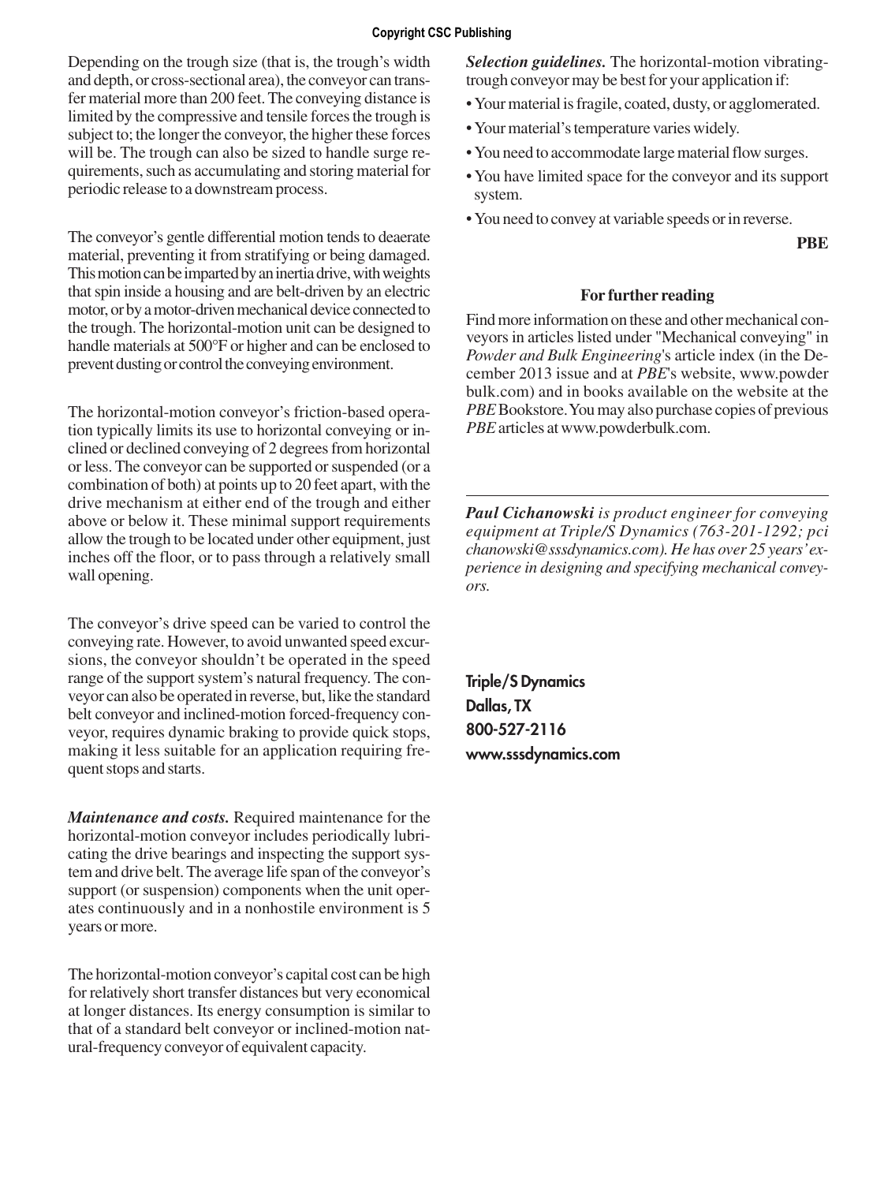Depending on the trough size (that is, the trough's width and depth, or cross-sectional area), the conveyor can transfer material more than 200 feet. The conveying distance is limited by the compressive and tensile forces the trough is subject to; the longer the conveyor, the higher these forces will be. The trough can also be sized to handle surge requirements, such as accumulating and storing material for periodic release to a downstream process.

The conveyor's gentle differential motion tends to deaerate material, preventing it from stratifying or being damaged. This motion can be imparted by an inertia drive, with weights that spin inside a housing and are belt-driven by an electric motor, or by a motor-driven mechanical device connected to the trough. The horizontal-motion unit can be designed to handle materials at 500°F or higher and can be enclosed to prevent dusting or control the conveying environment.

The horizontal-motion conveyor's friction-based operation typically limits its use to horizontal conveying or inclined or declined conveying of 2 degrees from horizontal or less. The conveyor can be supported or suspended (or a combination of both) at points up to 20 feet apart, with the drive mechanism at either end of the trough and either above or below it. These minimal support requirements allow the trough to be located under other equipment, just inches off the floor, or to pass through a relatively small wall opening.

The conveyor's drive speed can be varied to control the conveying rate. However, to avoid unwanted speed excursions, the conveyor shouldn't be operated in the speed range of the support system's natural frequency. The conveyor can also be operated in reverse, but, like the standard belt conveyor and inclined-motion forced-frequency conveyor, requires dynamic braking to provide quick stops, making it less suitable for an application requiring frequent stops and starts.

***Maintenance and costs.*** Required maintenance for the horizontal-motion conveyor includes periodically lubricating the drive bearings and inspecting the support system and drive belt. The average life span of the conveyor's support (or suspension) components when the unit operates continuously and in a nonhostile environment is 5 years or more.

The horizontal-motion conveyor's capital cost can be high for relatively short transfer distances but very economical at longer distances. Its energy consumption is similar to that of a standard belt conveyor or inclined-motion natural-frequency conveyor of equivalent capacity.

***Selection guidelines.*** The horizontal-motion vibrating-trough conveyor may be best for your application if:

- Your material is fragile, coated, dusty, or agglomerated.
- Your material's temperature varies widely.
- You need to accommodate large material flow surges.
- You have limited space for the conveyor and its support system.
- You need to convey at variable speeds or in reverse.

**PBE**

**For further reading**

Find more information on these and other mechanical conveyors in articles listed under "Mechanical conveying" in *Powder and Bulk Engineering*'s article index (in the December 2013 issue and at *PBE*'s website, www.powderbulk.com) and in books available on the website at the *PBE* Bookstore. You may also purchase copies of previous *PBE* articles at www.powderbulk.com.

---

***Paul Cichanowski*** *is product engineer for conveying equipment at Triple/S Dynamics (763-201-1292; pcichanowski@sssdynamics.com). He has over 25 years' experience in designing and specifying mechanical conveyors.*

**Triple/S Dynamics**
**Dallas, TX**
**800-527-2116**
**www.sssdynamics.com**